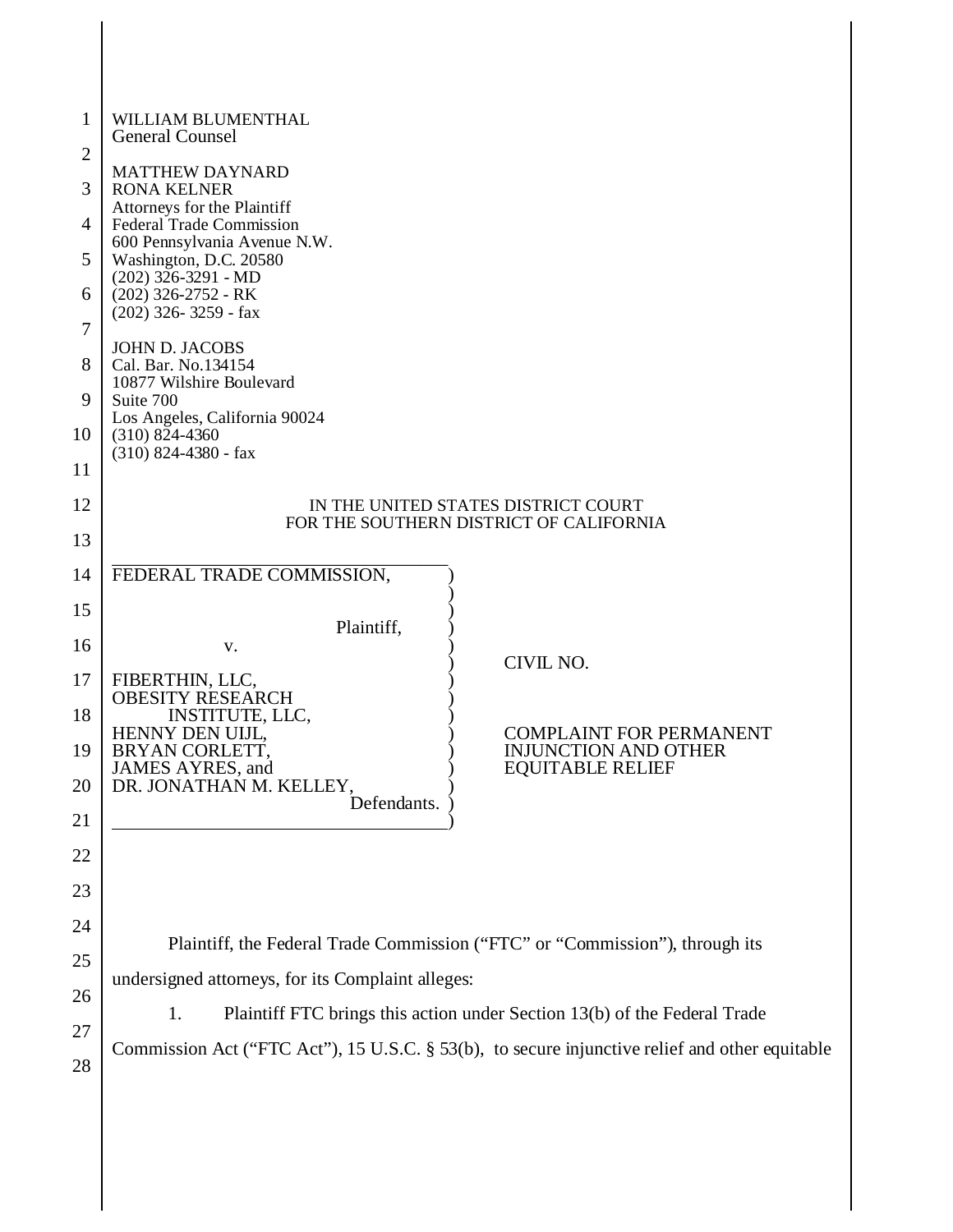WILLIAM BLUMENTHAL
General Counsel

MATTHEW DAYNARD
RONA KELNER
Attorneys for the Plaintiff
Federal Trade Commission
600 Pennsylvania Avenue N.W.
Washington, D.C. 20580
(202) 326-3291 - MD
(202) 326-2752 - RK
(202) 326- 3259 - fax

JOHN D. JACOBS
Cal. Bar. No.134154
10877 Wilshire Boulevard
Suite 700
Los Angeles, California 90024
(310) 824-4360
(310) 824-4380 - fax

IN THE UNITED STATES DISTRICT COURT
FOR THE SOUTHERN DISTRICT OF CALIFORNIA

| | |
|---|---|
| FEDERAL TRADE COMMISSION,<br><br>Plaintiff,<br><br>v.<br><br>FIBERTHIN, LLC,<br>OBESITY RESEARCH INSTITUTE, LLC,<br>HENNY DEN UIJL,<br>BRYAN CORLETT,<br>JAMES AYRES, and<br>DR. JONATHAN M. KELLEY,<br><br>Defendants. | CIVIL NO.<br><br>COMPLAINT FOR PERMANENT INJUNCTION AND OTHER EQUITABLE RELIEF |

Plaintiff, the Federal Trade Commission ("FTC" or "Commission"), through its undersigned attorneys, for its Complaint alleges:

1. Plaintiff FTC brings this action under Section 13(b) of the Federal Trade Commission Act ("FTC Act"), 15 U.S.C. § 53(b), to secure injunctive relief and other equitable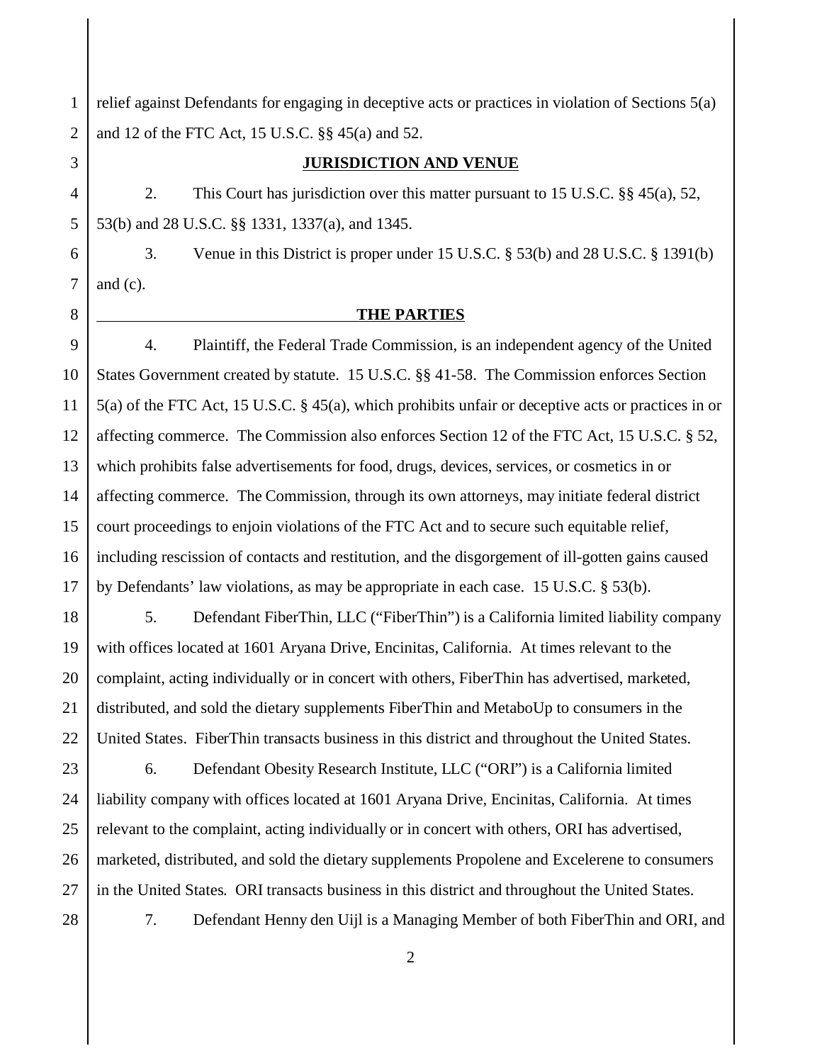relief against Defendants for engaging in deceptive acts or practices in violation of Sections 5(a) and 12 of the FTC Act, 15 U.S.C. §§ 45(a) and 52.

## JURISDICTION AND VENUE

2. This Court has jurisdiction over this matter pursuant to 15 U.S.C. §§ 45(a), 52, 53(b) and 28 U.S.C. §§ 1331, 1337(a), and 1345.

3. Venue in this District is proper under 15 U.S.C. § 53(b) and 28 U.S.C. § 1391(b) and (c).

## THE PARTIES

4. Plaintiff, the Federal Trade Commission, is an independent agency of the United States Government created by statute. 15 U.S.C. §§ 41-58. The Commission enforces Section 5(a) of the FTC Act, 15 U.S.C. § 45(a), which prohibits unfair or deceptive acts or practices in or affecting commerce. The Commission also enforces Section 12 of the FTC Act, 15 U.S.C. § 52, which prohibits false advertisements for food, drugs, devices, services, or cosmetics in or affecting commerce. The Commission, through its own attorneys, may initiate federal district court proceedings to enjoin violations of the FTC Act and to secure such equitable relief, including rescission of contacts and restitution, and the disgorgement of ill-gotten gains caused by Defendants' law violations, as may be appropriate in each case. 15 U.S.C. § 53(b).

5. Defendant FiberThin, LLC ("FiberThin") is a California limited liability company with offices located at 1601 Aryana Drive, Encinitas, California. At times relevant to the complaint, acting individually or in concert with others, FiberThin has advertised, marketed, distributed, and sold the dietary supplements FiberThin and MetaboUp to consumers in the United States. FiberThin transacts business in this district and throughout the United States.

6. Defendant Obesity Research Institute, LLC ("ORI") is a California limited liability company with offices located at 1601 Aryana Drive, Encinitas, California. At times relevant to the complaint, acting individually or in concert with others, ORI has advertised, marketed, distributed, and sold the dietary supplements Propolene and Excelerene to consumers in the United States. ORI transacts business in this district and throughout the United States.

7. Defendant Henny den Uijl is a Managing Member of both FiberThin and ORI, and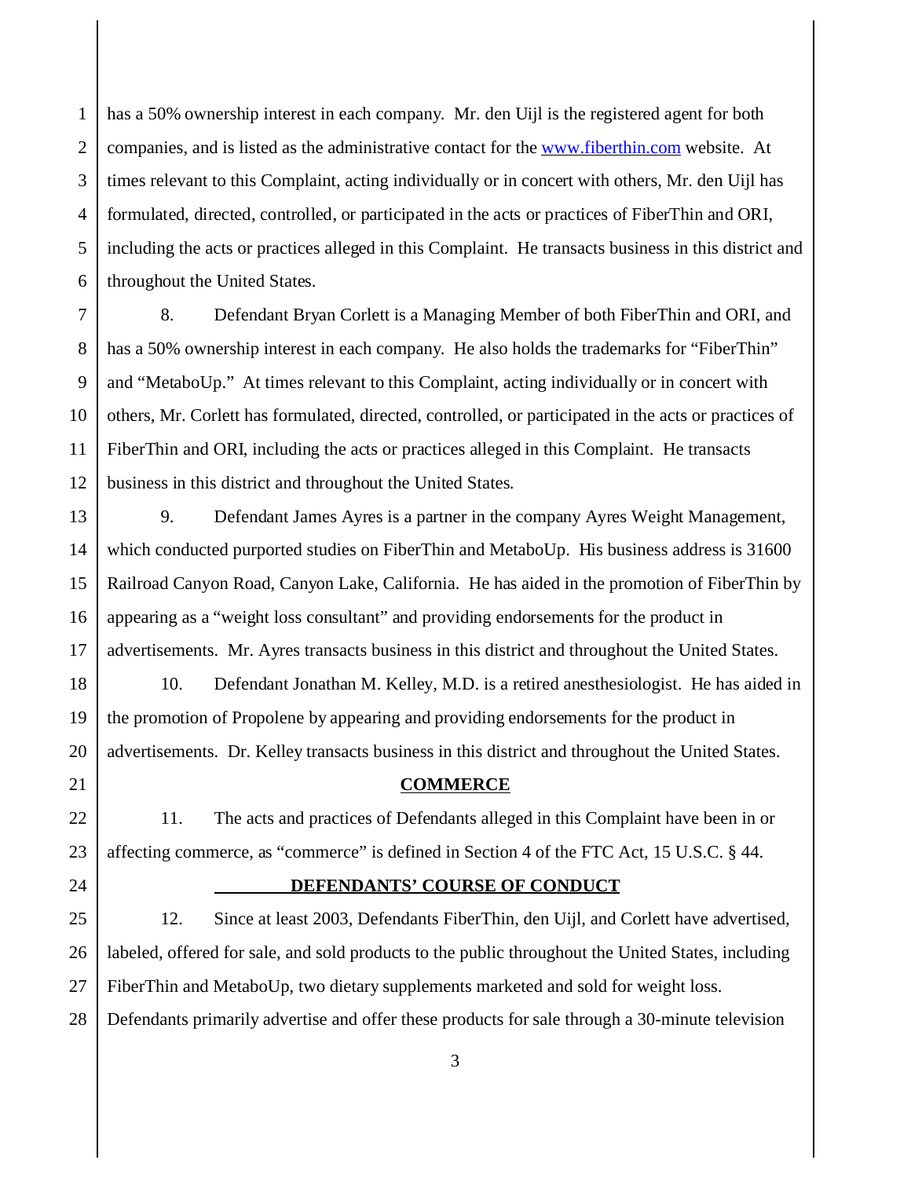has a 50% ownership interest in each company. Mr. den Uijl is the registered agent for both companies, and is listed as the administrative contact for the www.fiberthin.com website. At times relevant to this Complaint, acting individually or in concert with others, Mr. den Uijl has formulated, directed, controlled, or participated in the acts or practices of FiberThin and ORI, including the acts or practices alleged in this Complaint. He transacts business in this district and throughout the United States.

8. Defendant Bryan Corlett is a Managing Member of both FiberThin and ORI, and has a 50% ownership interest in each company. He also holds the trademarks for "FiberThin" and "MetaboUp." At times relevant to this Complaint, acting individually or in concert with others, Mr. Corlett has formulated, directed, controlled, or participated in the acts or practices of FiberThin and ORI, including the acts or practices alleged in this Complaint. He transacts business in this district and throughout the United States.

9. Defendant James Ayres is a partner in the company Ayres Weight Management, which conducted purported studies on FiberThin and MetaboUp. His business address is 31600 Railroad Canyon Road, Canyon Lake, California. He has aided in the promotion of FiberThin by appearing as a "weight loss consultant" and providing endorsements for the product in advertisements. Mr. Ayres transacts business in this district and throughout the United States.

10. Defendant Jonathan M. Kelley, M.D. is a retired anesthesiologist. He has aided in the promotion of Propolene by appearing and providing endorsements for the product in advertisements. Dr. Kelley transacts business in this district and throughout the United States.

## COMMERCE

11. The acts and practices of Defendants alleged in this Complaint have been in or affecting commerce, as "commerce" is defined in Section 4 of the FTC Act, 15 U.S.C. § 44.

## DEFENDANTS' COURSE OF CONDUCT

12. Since at least 2003, Defendants FiberThin, den Uijl, and Corlett have advertised, labeled, offered for sale, and sold products to the public throughout the United States, including FiberThin and MetaboUp, two dietary supplements marketed and sold for weight loss. Defendants primarily advertise and offer these products for sale through a 30-minute television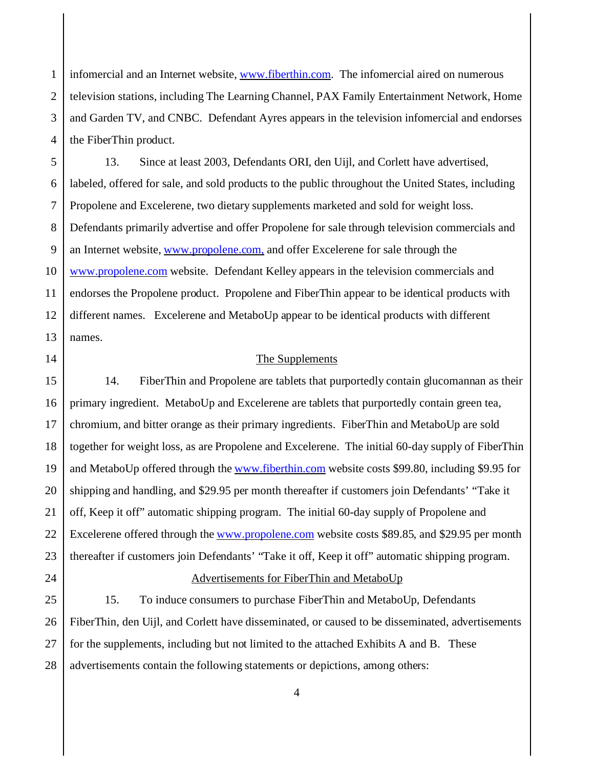infomercial and an Internet website, www.fiberthin.com. The infomercial aired on numerous television stations, including The Learning Channel, PAX Family Entertainment Network, Home and Garden TV, and CNBC. Defendant Ayres appears in the television infomercial and endorses the FiberThin product.

13. Since at least 2003, Defendants ORI, den Uijl, and Corlett have advertised, labeled, offered for sale, and sold products to the public throughout the United States, including Propolene and Excelerene, two dietary supplements marketed and sold for weight loss. Defendants primarily advertise and offer Propolene for sale through television commercials and an Internet website, www.propolene.com, and offer Excelerene for sale through the www.propolene.com website. Defendant Kelley appears in the television commercials and endorses the Propolene product. Propolene and FiberThin appear to be identical products with different names. Excelerene and MetaboUp appear to be identical products with different names.

## The Supplements

14. FiberThin and Propolene are tablets that purportedly contain glucomannan as their primary ingredient. MetaboUp and Excelerene are tablets that purportedly contain green tea, chromium, and bitter orange as their primary ingredients. FiberThin and MetaboUp are sold together for weight loss, as are Propolene and Excelerene. The initial 60-day supply of FiberThin and MetaboUp offered through the www.fiberthin.com website costs $99.80, including $9.95 for shipping and handling, and $29.95 per month thereafter if customers join Defendants' "Take it off, Keep it off" automatic shipping program. The initial 60-day supply of Propolene and Excelerene offered through the www.propolene.com website costs $89.85, and $29.95 per month thereafter if customers join Defendants' "Take it off, Keep it off" automatic shipping program.

## Advertisements for FiberThin and MetaboUp

15. To induce consumers to purchase FiberThin and MetaboUp, Defendants FiberThin, den Uijl, and Corlett have disseminated, or caused to be disseminated, advertisements for the supplements, including but not limited to the attached Exhibits A and B. These advertisements contain the following statements or depictions, among others: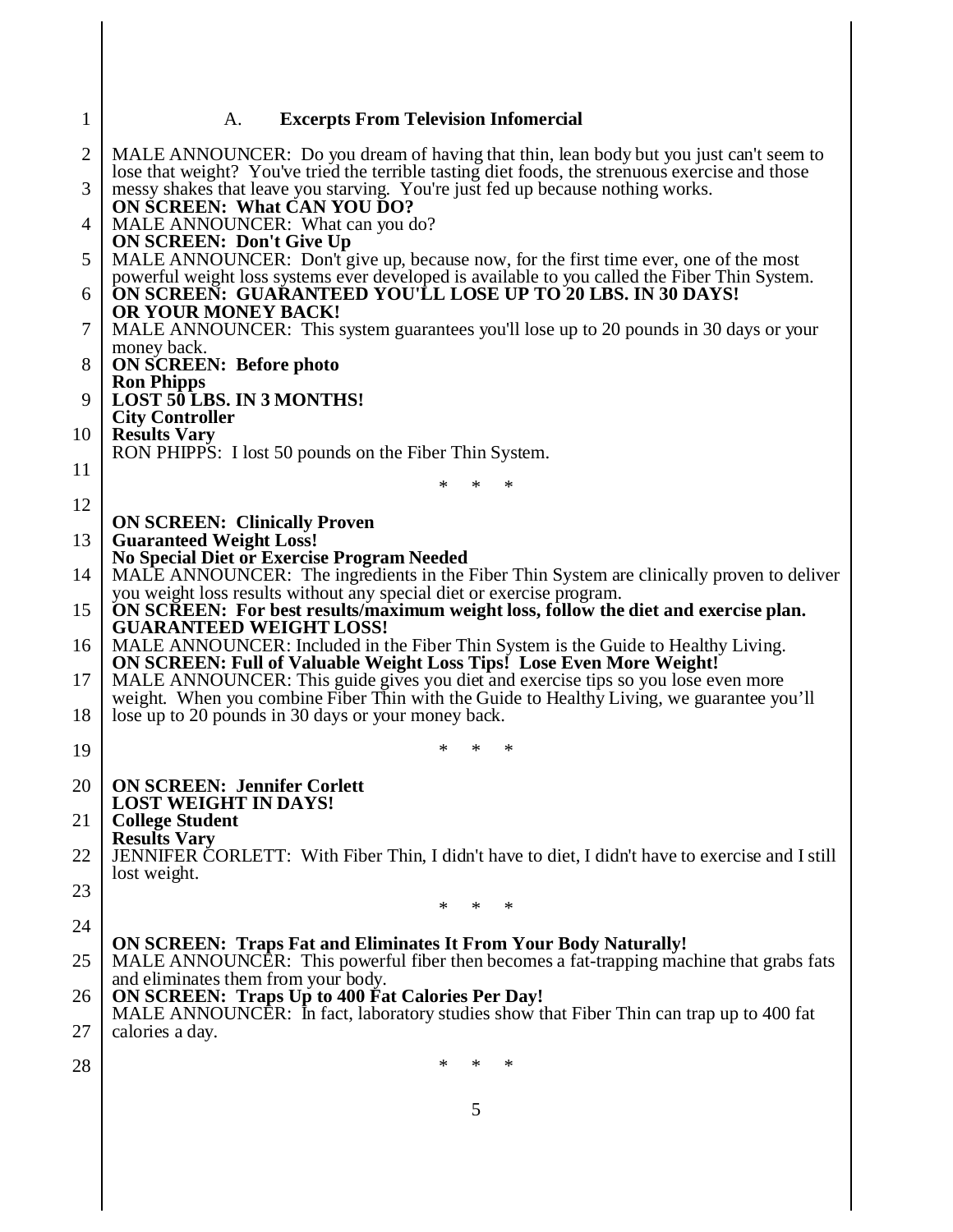### A. Excerpts From Television Infomercial

MALE ANNOUNCER: Do you dream of having that thin, lean body but you just can't seem to lose that weight? You've tried the terrible tasting diet foods, the strenuous exercise and those messy shakes that leave you starving. You're just fed up because nothing works.
**ON SCREEN: What CAN YOU DO?**
MALE ANNOUNCER: What can you do?
**ON SCREEN: Don't Give Up**
MALE ANNOUNCER: Don't give up, because now, for the first time ever, one of the most powerful weight loss systems ever developed is available to you called the Fiber Thin System.
**ON SCREEN: GUARANTEED YOU'LL LOSE UP TO 20 LBS. IN 30 DAYS! OR YOUR MONEY BACK!**
MALE ANNOUNCER: This system guarantees you'll lose up to 20 pounds in 30 days or your money back.
**ON SCREEN: Before photo**
**Ron Phipps**
**LOST 50 LBS. IN 3 MONTHS!**
**City Controller**
**Results Vary**
RON PHIPPS: I lost 50 pounds on the Fiber Thin System.

\* \* \*

**ON SCREEN: Clinically Proven**
**Guaranteed Weight Loss!**
**No Special Diet or Exercise Program Needed**
MALE ANNOUNCER: The ingredients in the Fiber Thin System are clinically proven to deliver you weight loss results without any special diet or exercise program.
**ON SCREEN: For best results/maximum weight loss, follow the diet and exercise plan.**
**GUARANTEED WEIGHT LOSS!**
MALE ANNOUNCER: Included in the Fiber Thin System is the Guide to Healthy Living.
**ON SCREEN: Full of Valuable Weight Loss Tips! Lose Even More Weight!**
MALE ANNOUNCER: This guide gives you diet and exercise tips so you lose even more weight. When you combine Fiber Thin with the Guide to Healthy Living, we guarantee you'll lose up to 20 pounds in 30 days or your money back.

\* \* \*

**ON SCREEN: Jennifer Corlett**
**LOST WEIGHT IN DAYS!**
**College Student**
**Results Vary**
JENNIFER CORLETT: With Fiber Thin, I didn't have to diet, I didn't have to exercise and I still lost weight.

\* \* \*

**ON SCREEN: Traps Fat and Eliminates It From Your Body Naturally!**
MALE ANNOUNCER: This powerful fiber then becomes a fat-trapping machine that grabs fats and eliminates them from your body.
**ON SCREEN: Traps Up to 400 Fat Calories Per Day!**
MALE ANNOUNCER: In fact, laboratory studies show that Fiber Thin can trap up to 400 fat calories a day.

\* \* \*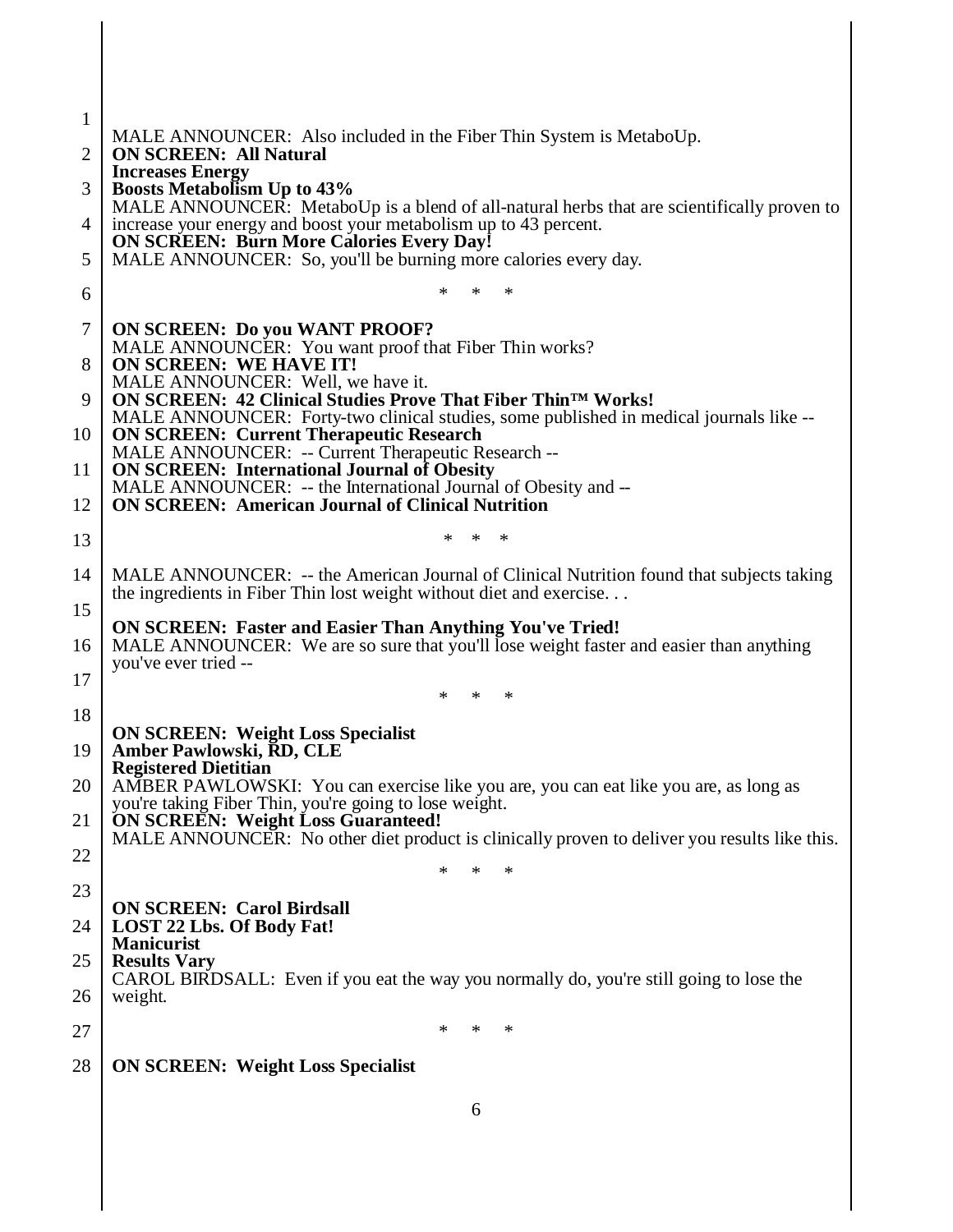MALE ANNOUNCER: Also included in the Fiber Thin System is MetaboUp.

**ON SCREEN: All Natural**
**Increases Energy**
**Boosts Metabolism Up to 43%**

MALE ANNOUNCER: MetaboUp is a blend of all-natural herbs that are scientifically proven to increase your energy and boost your metabolism up to 43 percent.

**ON SCREEN: Burn More Calories Every Day!**

MALE ANNOUNCER: So, you'll be burning more calories every day.

\* \* \*

**ON SCREEN: Do you WANT PROOF?**

MALE ANNOUNCER: You want proof that Fiber Thin works?

**ON SCREEN: WE HAVE IT!**

MALE ANNOUNCER: Well, we have it.

**ON SCREEN: 42 Clinical Studies Prove That Fiber Thin™ Works!**

MALE ANNOUNCER: Forty-two clinical studies, some published in medical journals like --

**ON SCREEN: Current Therapeutic Research**

MALE ANNOUNCER: -- Current Therapeutic Research --

**ON SCREEN: International Journal of Obesity**

MALE ANNOUNCER: -- the International Journal of Obesity and --

**ON SCREEN: American Journal of Clinical Nutrition**

\* \* \*

MALE ANNOUNCER: -- the American Journal of Clinical Nutrition found that subjects taking the ingredients in Fiber Thin lost weight without diet and exercise. . .

**ON SCREEN: Faster and Easier Than Anything You've Tried!**

MALE ANNOUNCER: We are so sure that you'll lose weight faster and easier than anything you've ever tried --

\* \* \*

**ON SCREEN: Weight Loss Specialist**
**Amber Pawlowski, RD, CLE**
**Registered Dietitian**

AMBER PAWLOWSKI: You can exercise like you are, you can eat like you are, as long as you're taking Fiber Thin, you're going to lose weight.

**ON SCREEN: Weight Loss Guaranteed!**

MALE ANNOUNCER: No other diet product is clinically proven to deliver you results like this.

\* \* \*

**ON SCREEN: Carol Birdsall**
**LOST 22 Lbs. Of Body Fat!**
**Manicurist**
**Results Vary**

CAROL BIRDSALL: Even if you eat the way you normally do, you're still going to lose the weight.

\* \* \*

**ON SCREEN: Weight Loss Specialist**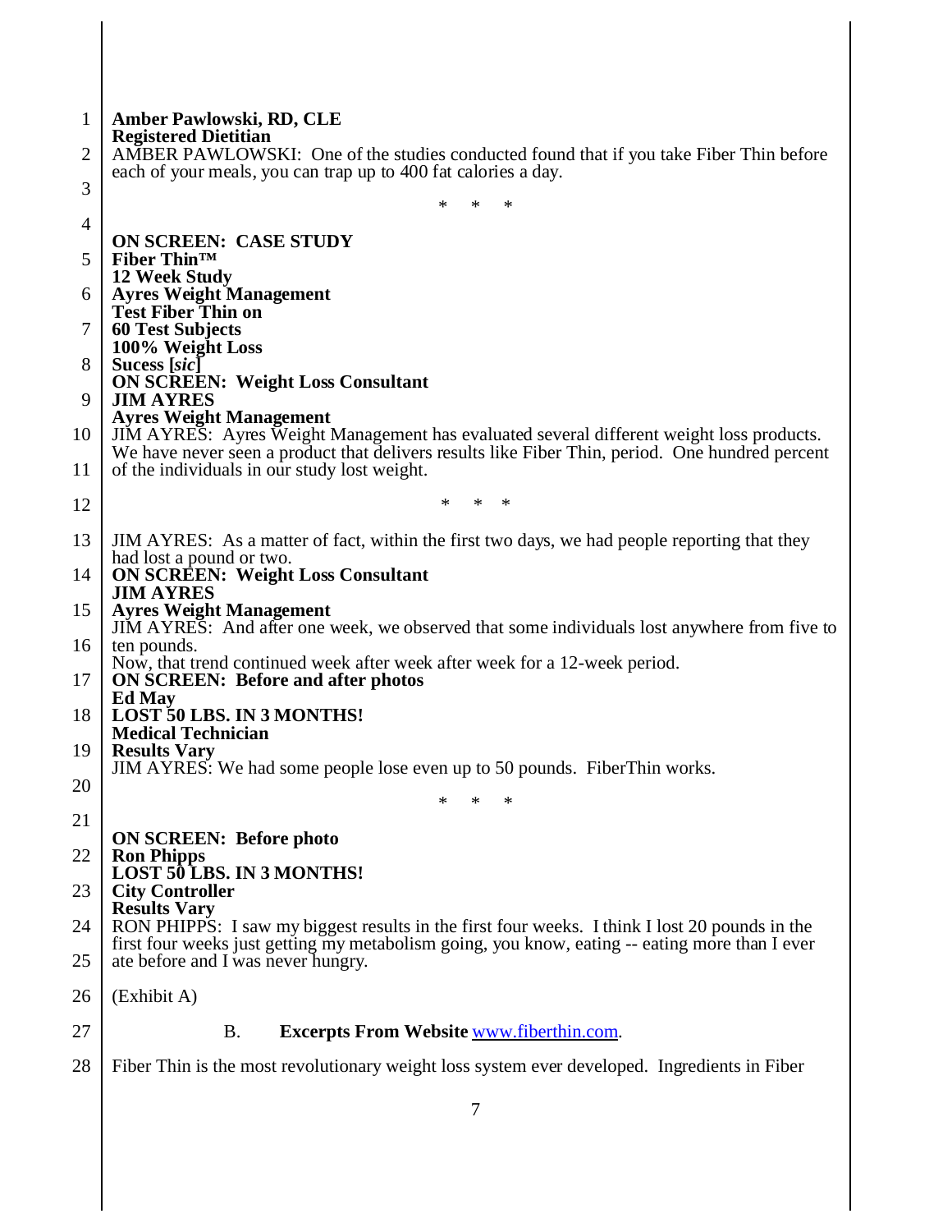**Amber Pawlowski, RD, CLE**
**Registered Dietitian**
AMBER PAWLOWSKI: One of the studies conducted found that if you take Fiber Thin before each of your meals, you can trap up to 400 fat calories a day.

\* \* \*

**ON SCREEN: CASE STUDY**
**Fiber Thin™**
**12 Week Study**
**Ayres Weight Management**
**Test Fiber Thin on**
**60 Test Subjects**
**100% Weight Loss**
**Sucess [*sic*]**
**ON SCREEN: Weight Loss Consultant**
**JIM AYRES**
**Ayres Weight Management**
JIM AYRES: Ayres Weight Management has evaluated several different weight loss products. We have never seen a product that delivers results like Fiber Thin, period. One hundred percent of the individuals in our study lost weight.

\* \* \*

JIM AYRES: As a matter of fact, within the first two days, we had people reporting that they had lost a pound or two.
**ON SCREEN: Weight Loss Consultant**
**JIM AYRES**
**Ayres Weight Management**
JIM AYRES: And after one week, we observed that some individuals lost anywhere from five to ten pounds.
Now, that trend continued week after week after week for a 12-week period.
**ON SCREEN: Before and after photos**
**Ed May**
**LOST 50 LBS. IN 3 MONTHS!**
**Medical Technician**
**Results Vary**
JIM AYRES: We had some people lose even up to 50 pounds. FiberThin works.

\* \* \*

**ON SCREEN: Before photo**
**Ron Phipps**
**LOST 50 LBS. IN 3 MONTHS!**
**City Controller**
**Results Vary**
RON PHIPPS: I saw my biggest results in the first four weeks. I think I lost 20 pounds in the first four weeks just getting my metabolism going, you know, eating -- eating more than I ever ate before and I was never hungry.

(Exhibit A)

B. **Excerpts From Website** www.fiberthin.com.

Fiber Thin is the most revolutionary weight loss system ever developed. Ingredients in Fiber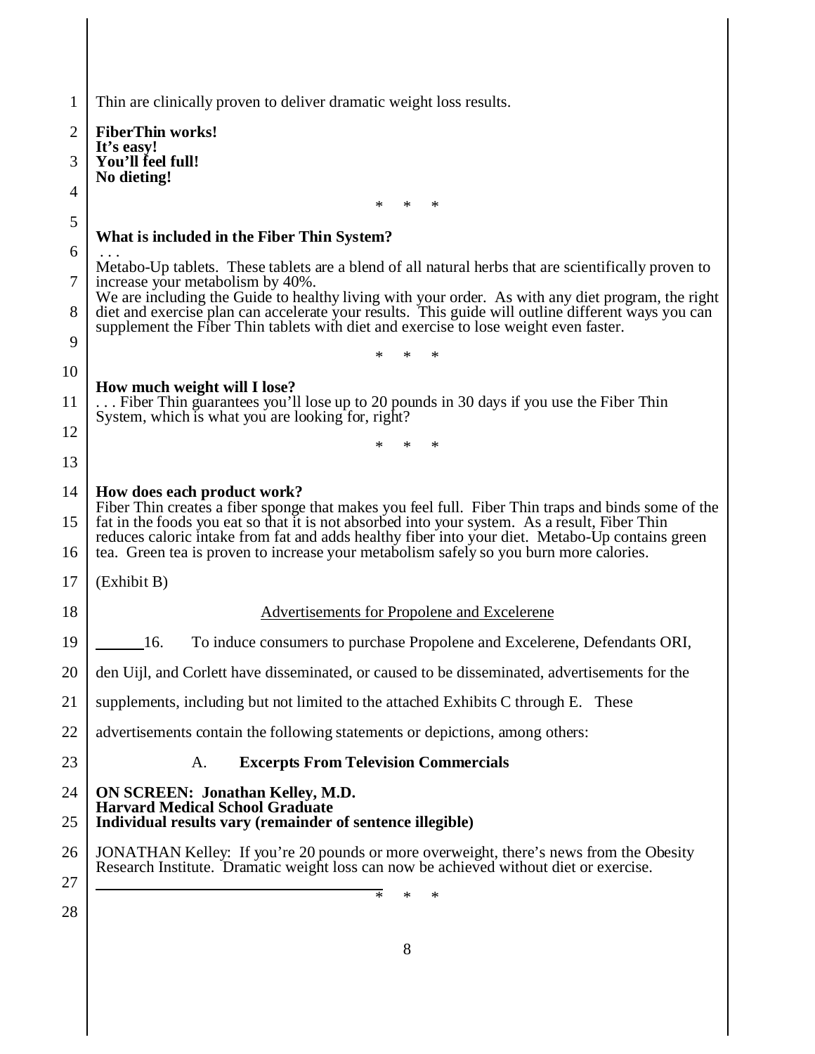Thin are clinically proven to deliver dramatic weight loss results.

**FiberThin works!**
**It's easy!**
**You'll feel full!**
**No dieting!**

\* \* \*

**What is included in the Fiber Thin System?**

. . .

Metabo-Up tablets. These tablets are a blend of all natural herbs that are scientifically proven to increase your metabolism by 40%.

We are including the Guide to healthy living with your order. As with any diet program, the right diet and exercise plan can accelerate your results. This guide will outline different ways you can supplement the Fiber Thin tablets with diet and exercise to lose weight even faster.

\* \* \*

**How much weight will I lose?**

. . . Fiber Thin guarantees you'll lose up to 20 pounds in 30 days if you use the Fiber Thin System, which is what you are looking for, right?

\* \* \*

**How does each product work?**

Fiber Thin creates a fiber sponge that makes you feel full. Fiber Thin traps and binds some of the fat in the foods you eat so that it is not absorbed into your system. As a result, Fiber Thin reduces caloric intake from fat and adds healthy fiber into your diet. Metabo-Up contains green tea. Green tea is proven to increase your metabolism safely so you burn more calories.

(Exhibit B)

Advertisements for Propolene and Excelerene

16. To induce consumers to purchase Propolene and Excelerene, Defendants ORI, den Uijl, and Corlett have disseminated, or caused to be disseminated, advertisements for the supplements, including but not limited to the attached Exhibits C through E. These advertisements contain the following statements or depictions, among others:

A. **Excerpts From Television Commercials**

**ON SCREEN: Jonathan Kelley, M.D.**
**Harvard Medical School Graduate**
**Individual results vary (remainder of sentence illegible)**

JONATHAN Kelley: If you're 20 pounds or more overweight, there's news from the Obesity Research Institute. Dramatic weight loss can now be achieved without diet or exercise.

\* \* \*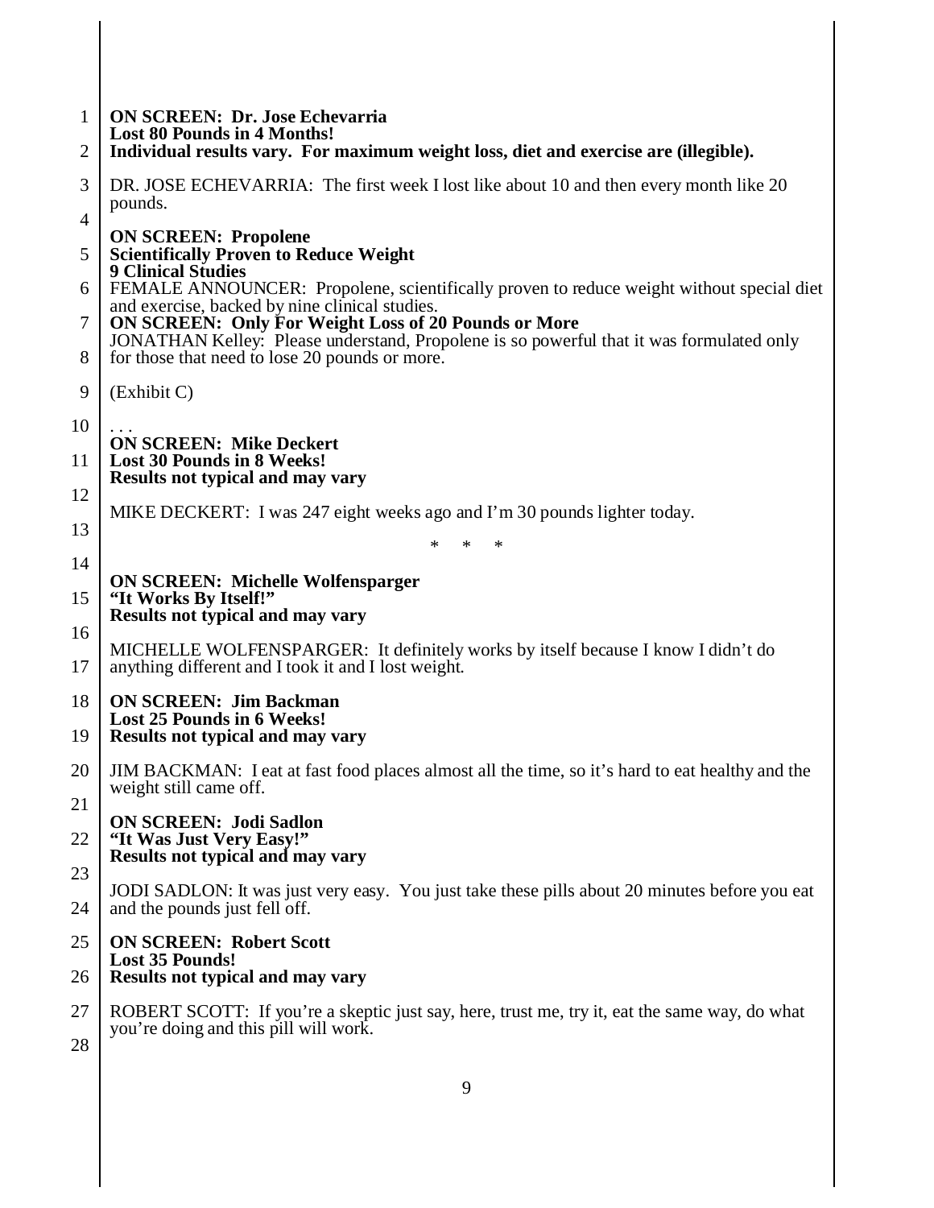**ON SCREEN: Dr. Jose Echevarria**
**Lost 80 Pounds in 4 Months!**
**Individual results vary. For maximum weight loss, diet and exercise are (illegible).**

DR. JOSE ECHEVARRIA: The first week I lost like about 10 and then every month like 20 pounds.

**ON SCREEN: Propolene**
**Scientifically Proven to Reduce Weight**
**9 Clinical Studies**
FEMALE ANNOUNCER: Propolene, scientifically proven to reduce weight without special diet and exercise, backed by nine clinical studies.
**ON SCREEN: Only For Weight Loss of 20 Pounds or More**
JONATHAN Kelley: Please understand, Propolene is so powerful that it was formulated only for those that need to lose 20 pounds or more.

(Exhibit C)

. . .
**ON SCREEN: Mike Deckert**
**Lost 30 Pounds in 8 Weeks!**
**Results not typical and may vary**

MIKE DECKERT: I was 247 eight weeks ago and I'm 30 pounds lighter today.

\* \* \*

**ON SCREEN: Michelle Wolfensparger**
**"It Works By Itself!"**
**Results not typical and may vary**

MICHELLE WOLFENSPARGER: It definitely works by itself because I know I didn't do anything different and I took it and I lost weight.

**ON SCREEN: Jim Backman**
**Lost 25 Pounds in 6 Weeks!**
**Results not typical and may vary**

JIM BACKMAN: I eat at fast food places almost all the time, so it's hard to eat healthy and the weight still came off.

**ON SCREEN: Jodi Sadlon**
**"It Was Just Very Easy!"**
**Results not typical and may vary**

JODI SADLON: It was just very easy. You just take these pills about 20 minutes before you eat and the pounds just fell off.

**ON SCREEN: Robert Scott**
**Lost 35 Pounds!**
**Results not typical and may vary**

ROBERT SCOTT: If you're a skeptic just say, here, trust me, try it, eat the same way, do what you're doing and this pill will work.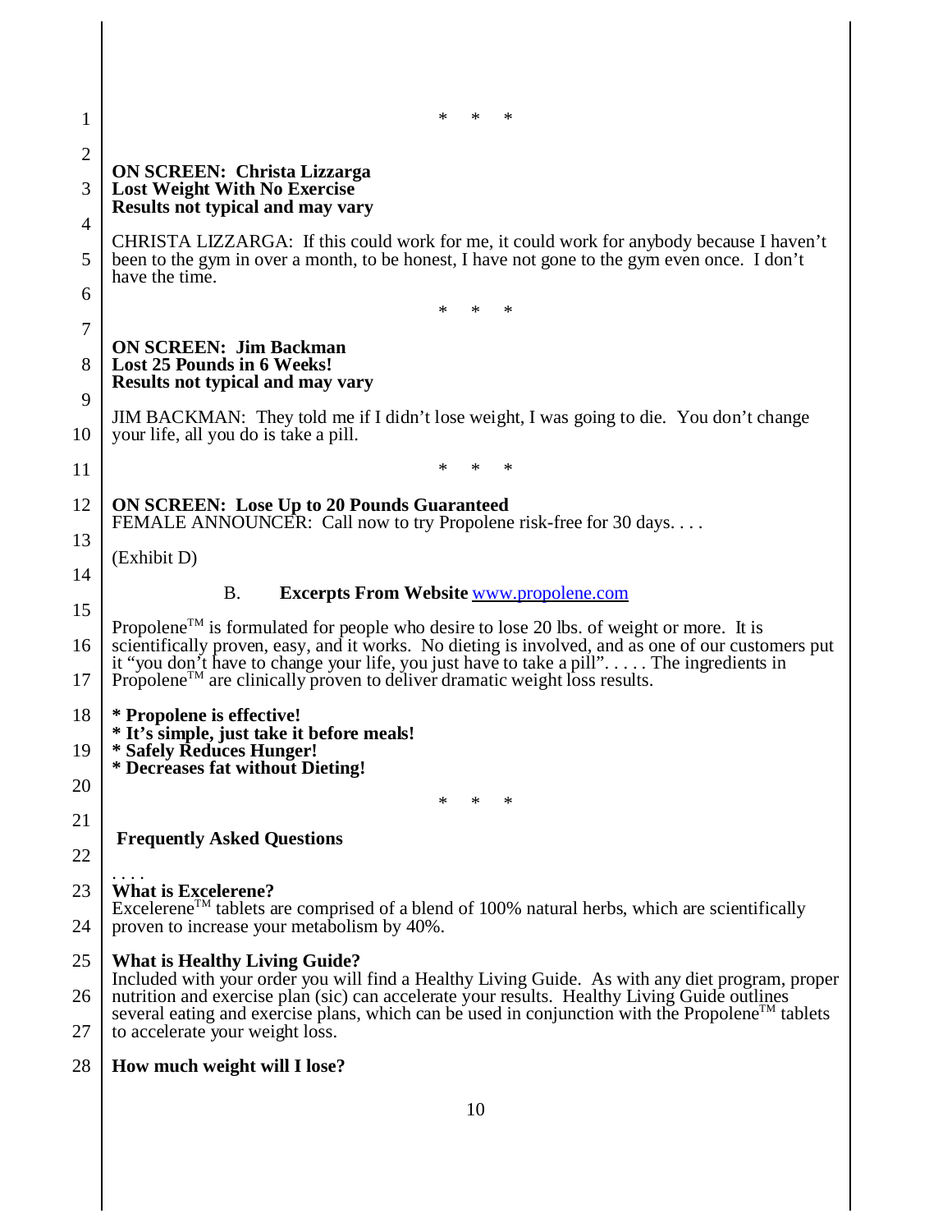\*   \*   \*

**ON SCREEN: Christa Lizzarga**
**Lost Weight With No Exercise**
**Results not typical and may vary**

CHRISTA LIZZARGA: If this could work for me, it could work for anybody because I haven't been to the gym in over a month, to be honest, I have not gone to the gym even once. I don't have the time.

\*   \*   \*

**ON SCREEN: Jim Backman**
**Lost 25 Pounds in 6 Weeks!**
**Results not typical and may vary**

JIM BACKMAN: They told me if I didn't lose weight, I was going to die. You don't change your life, all you do is take a pill.

\*   \*   \*

**ON SCREEN: Lose Up to 20 Pounds Guaranteed**
FEMALE ANNOUNCER: Call now to try Propolene risk-free for 30 days. . . .

(Exhibit D)

### B. Excerpts From Website www.propolene.com

Propolene™ is formulated for people who desire to lose 20 lbs. of weight or more. It is scientifically proven, easy, and it works. No dieting is involved, and as one of our customers put it "you don't have to change your life, you just have to take a pill". . . . . The ingredients in Propolene™ are clinically proven to deliver dramatic weight loss results.

**\* Propolene is effective!**
**\* It's simple, just take it before meals!**
**\* Safely Reduces Hunger!**
**\* Decreases fat without Dieting!**

\*   \*   \*

**Frequently Asked Questions**

. . . .
**What is Excelerene?**
Excelerene™ tablets are comprised of a blend of 100% natural herbs, which are scientifically proven to increase your metabolism by 40%.

**What is Healthy Living Guide?**
Included with your order you will find a Healthy Living Guide. As with any diet program, proper nutrition and exercise plan (sic) can accelerate your results. Healthy Living Guide outlines several eating and exercise plans, which can be used in conjunction with the Propolene™ tablets to accelerate your weight loss.

**How much weight will I lose?**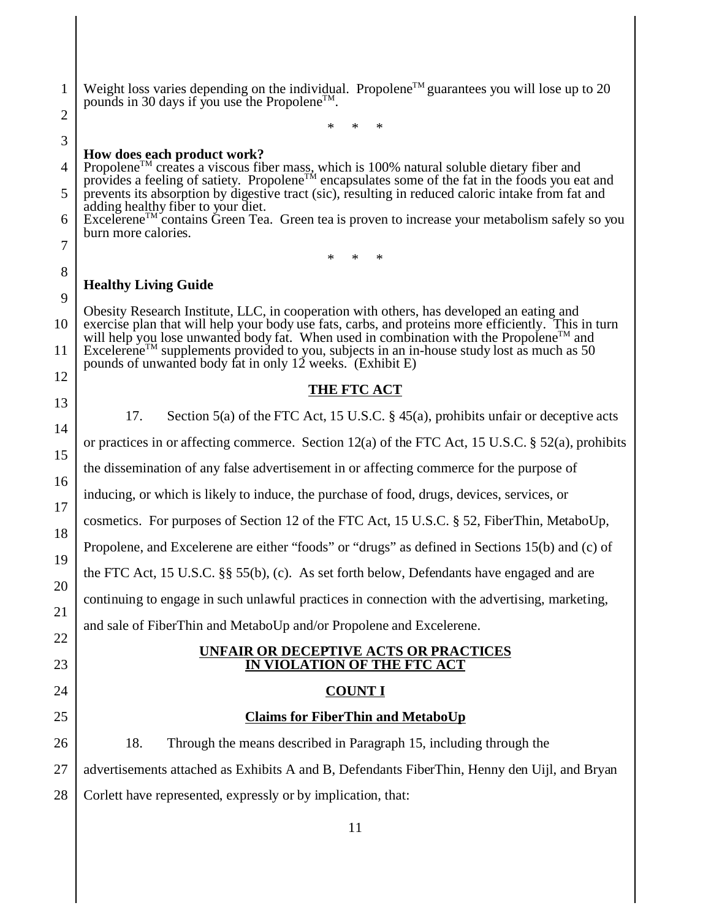Weight loss varies depending on the individual. Propolene™ guarantees you will lose up to 20 pounds in 30 days if you use the Propolene™.

\* \* \*

**How does each product work?**
Propolene™ creates a viscous fiber mass, which is 100% natural soluble dietary fiber and provides a feeling of satiety. Propolene™ encapsulates some of the fat in the foods you eat and prevents its absorption by digestive tract (sic), resulting in reduced caloric intake from fat and adding healthy fiber to your diet.
Excelerene™ contains Green Tea. Green tea is proven to increase your metabolism safely so you burn more calories.

\* \* \*

**Healthy Living Guide**

Obesity Research Institute, LLC, in cooperation with others, has developed an eating and exercise plan that will help your body use fats, carbs, and proteins more efficiently. This in turn will help you lose unwanted body fat. When used in combination with the Propolene™ and Excelerene™ supplements provided to you, subjects in an in-house study lost as much as 50 pounds of unwanted body fat in only 12 weeks. (Exhibit E)

## THE FTC ACT

17. Section 5(a) of the FTC Act, 15 U.S.C. § 45(a), prohibits unfair or deceptive acts or practices in or affecting commerce. Section 12(a) of the FTC Act, 15 U.S.C. § 52(a), prohibits the dissemination of any false advertisement in or affecting commerce for the purpose of inducing, or which is likely to induce, the purchase of food, drugs, devices, services, or cosmetics. For purposes of Section 12 of the FTC Act, 15 U.S.C. § 52, FiberThin, MetaboUp, Propolene, and Excelerene are either "foods" or "drugs" as defined in Sections 15(b) and (c) of the FTC Act, 15 U.S.C. §§ 55(b), (c). As set forth below, Defendants have engaged and are continuing to engage in such unlawful practices in connection with the advertising, marketing, and sale of FiberThin and MetaboUp and/or Propolene and Excelerene.

## UNFAIR OR DECEPTIVE ACTS OR PRACTICES IN VIOLATION OF THE FTC ACT

### COUNT I

### Claims for FiberThin and MetaboUp

18. Through the means described in Paragraph 15, including through the advertisements attached as Exhibits A and B, Defendants FiberThin, Henny den Uijl, and Bryan Corlett have represented, expressly or by implication, that: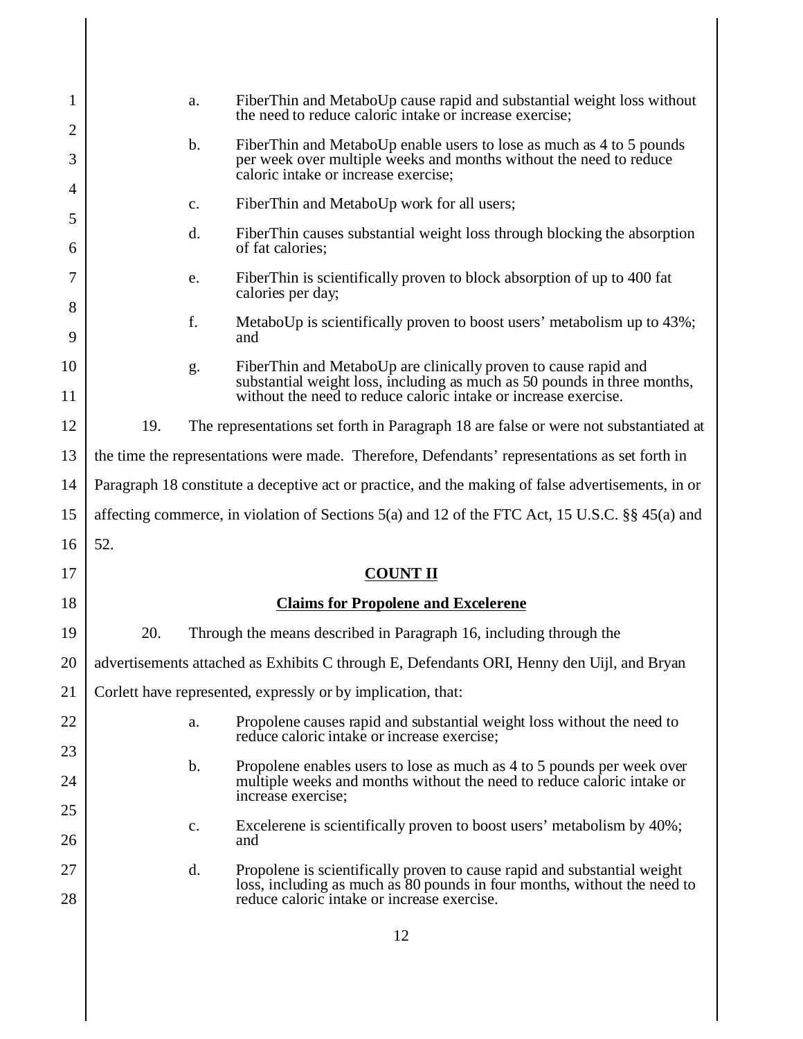a. FiberThin and MetaboUp cause rapid and substantial weight loss without the need to reduce caloric intake or increase exercise;

b. FiberThin and MetaboUp enable users to lose as much as 4 to 5 pounds per week over multiple weeks and months without the need to reduce caloric intake or increase exercise;

c. FiberThin and MetaboUp work for all users;

d. FiberThin causes substantial weight loss through blocking the absorption of fat calories;

e. FiberThin is scientifically proven to block absorption of up to 400 fat calories per day;

f. MetaboUp is scientifically proven to boost users' metabolism up to 43%; and

g. FiberThin and MetaboUp are clinically proven to cause rapid and substantial weight loss, including as much as 50 pounds in three months, without the need to reduce caloric intake or increase exercise.

19. The representations set forth in Paragraph 18 are false or were not substantiated at the time the representations were made. Therefore, Defendants' representations as set forth in Paragraph 18 constitute a deceptive act or practice, and the making of false advertisements, in or affecting commerce, in violation of Sections 5(a) and 12 of the FTC Act, 15 U.S.C. §§ 45(a) and 52.

**COUNT II**

**Claims for Propolene and Excelerene**

20. Through the means described in Paragraph 16, including through the advertisements attached as Exhibits C through E, Defendants ORI, Henny den Uijl, and Bryan Corlett have represented, expressly or by implication, that:

a. Propolene causes rapid and substantial weight loss without the need to reduce caloric intake or increase exercise;

b. Propolene enables users to lose as much as 4 to 5 pounds per week over multiple weeks and months without the need to reduce caloric intake or increase exercise;

c. Excelerene is scientifically proven to boost users' metabolism by 40%; and

d. Propolene is scientifically proven to cause rapid and substantial weight loss, including as much as 80 pounds in four months, without the need to reduce caloric intake or increase exercise.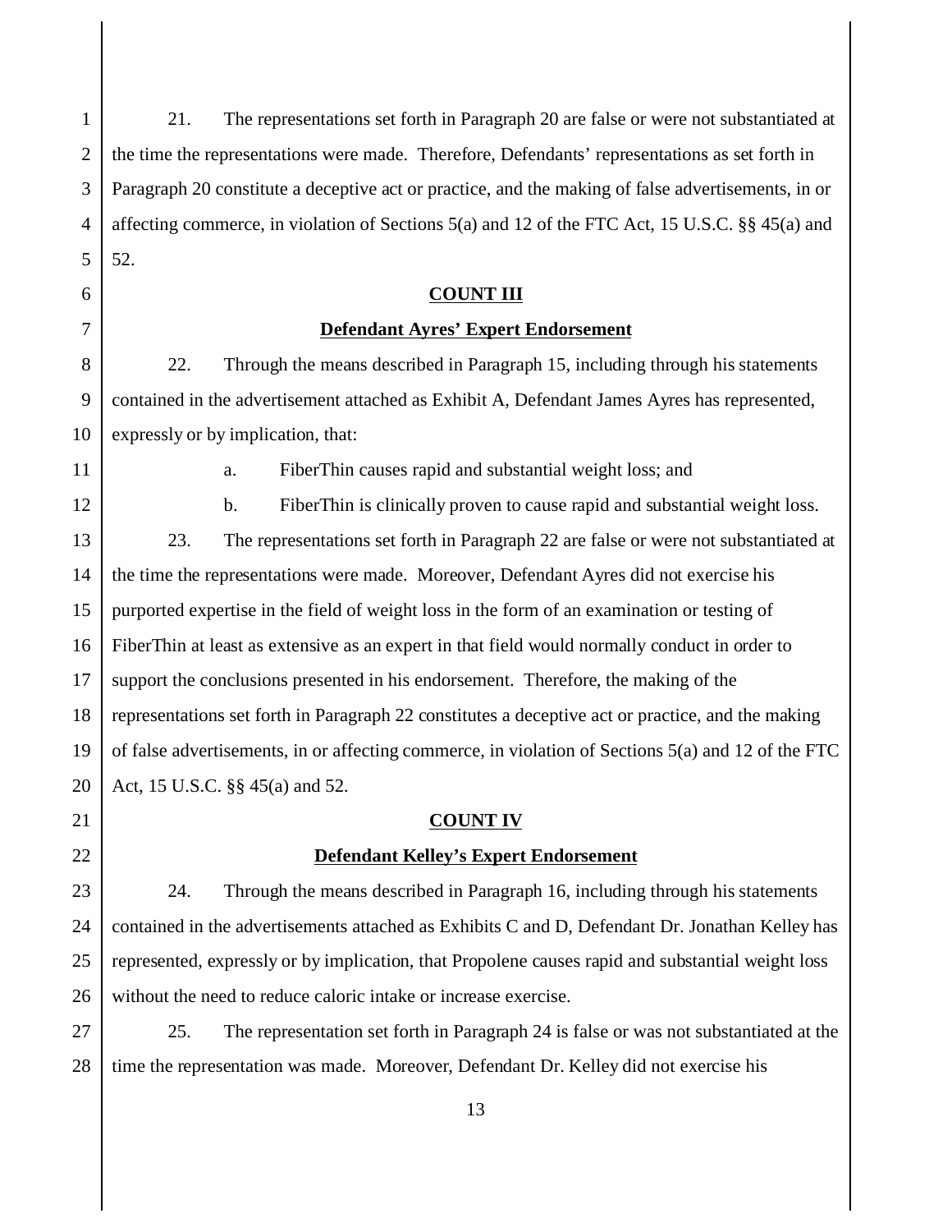21. The representations set forth in Paragraph 20 are false or were not substantiated at the time the representations were made. Therefore, Defendants' representations as set forth in Paragraph 20 constitute a deceptive act or practice, and the making of false advertisements, in or affecting commerce, in violation of Sections 5(a) and 12 of the FTC Act, 15 U.S.C. §§ 45(a) and 52.

**COUNT III**

**Defendant Ayres' Expert Endorsement**

22. Through the means described in Paragraph 15, including through his statements contained in the advertisement attached as Exhibit A, Defendant James Ayres has represented, expressly or by implication, that:

a. FiberThin causes rapid and substantial weight loss; and

b. FiberThin is clinically proven to cause rapid and substantial weight loss.

23. The representations set forth in Paragraph 22 are false or were not substantiated at the time the representations were made. Moreover, Defendant Ayres did not exercise his purported expertise in the field of weight loss in the form of an examination or testing of FiberThin at least as extensive as an expert in that field would normally conduct in order to support the conclusions presented in his endorsement. Therefore, the making of the representations set forth in Paragraph 22 constitutes a deceptive act or practice, and the making of false advertisements, in or affecting commerce, in violation of Sections 5(a) and 12 of the FTC Act, 15 U.S.C. §§ 45(a) and 52.

**COUNT IV**

**Defendant Kelley's Expert Endorsement**

24. Through the means described in Paragraph 16, including through his statements contained in the advertisements attached as Exhibits C and D, Defendant Dr. Jonathan Kelley has represented, expressly or by implication, that Propolene causes rapid and substantial weight loss without the need to reduce caloric intake or increase exercise.

25. The representation set forth in Paragraph 24 is false or was not substantiated at the time the representation was made. Moreover, Defendant Dr. Kelley did not exercise his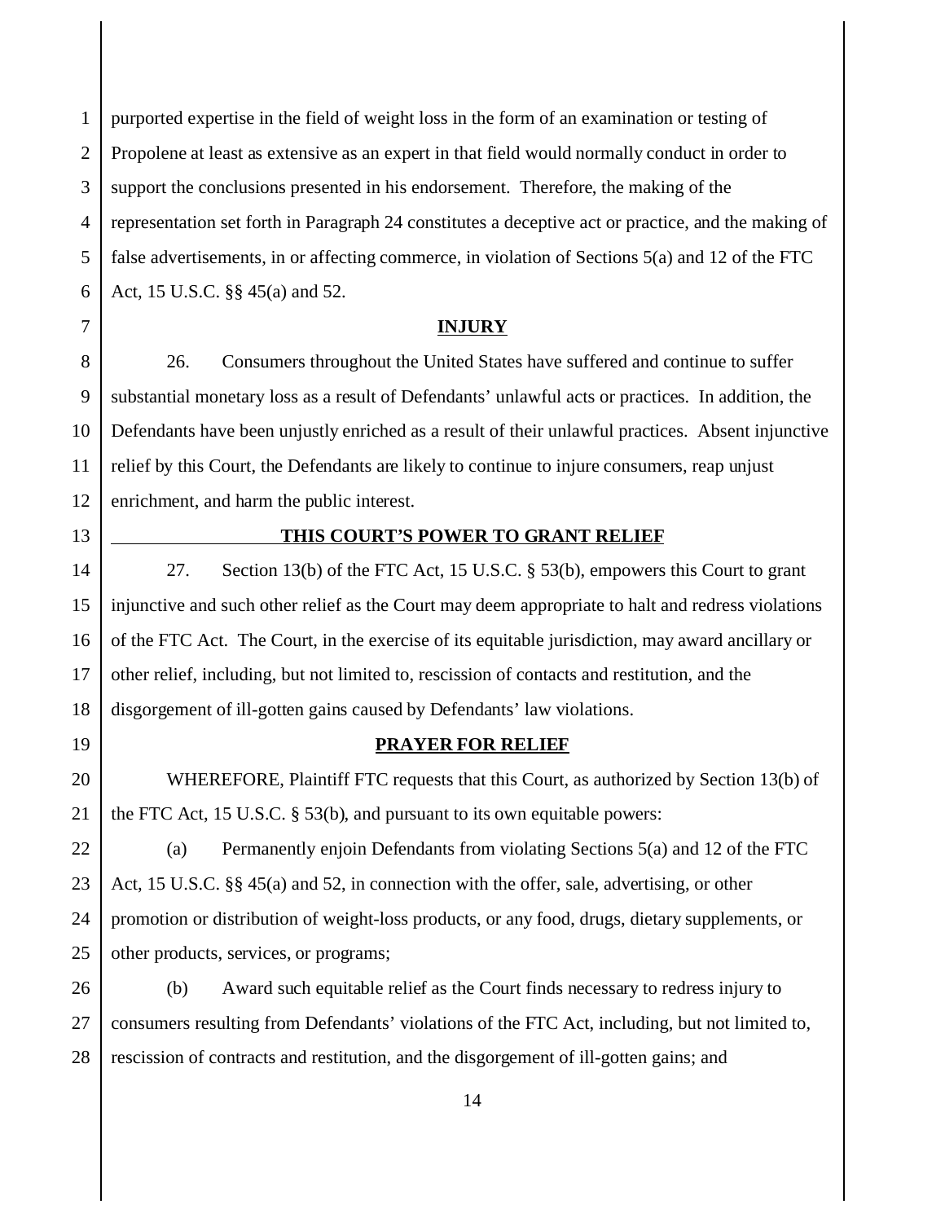purported expertise in the field of weight loss in the form of an examination or testing of Propolene at least as extensive as an expert in that field would normally conduct in order to support the conclusions presented in his endorsement. Therefore, the making of the representation set forth in Paragraph 24 constitutes a deceptive act or practice, and the making of false advertisements, in or affecting commerce, in violation of Sections 5(a) and 12 of the FTC Act, 15 U.S.C. §§ 45(a) and 52.

## INJURY

26. Consumers throughout the United States have suffered and continue to suffer substantial monetary loss as a result of Defendants' unlawful acts or practices. In addition, the Defendants have been unjustly enriched as a result of their unlawful practices. Absent injunctive relief by this Court, the Defendants are likely to continue to injure consumers, reap unjust enrichment, and harm the public interest.

## THIS COURT'S POWER TO GRANT RELIEF

27. Section 13(b) of the FTC Act, 15 U.S.C. § 53(b), empowers this Court to grant injunctive and such other relief as the Court may deem appropriate to halt and redress violations of the FTC Act. The Court, in the exercise of its equitable jurisdiction, may award ancillary or other relief, including, but not limited to, rescission of contacts and restitution, and the disgorgement of ill-gotten gains caused by Defendants' law violations.

## PRAYER FOR RELIEF

WHEREFORE, Plaintiff FTC requests that this Court, as authorized by Section 13(b) of the FTC Act, 15 U.S.C. § 53(b), and pursuant to its own equitable powers:

(a) Permanently enjoin Defendants from violating Sections 5(a) and 12 of the FTC Act, 15 U.S.C. §§ 45(a) and 52, in connection with the offer, sale, advertising, or other promotion or distribution of weight-loss products, or any food, drugs, dietary supplements, or other products, services, or programs;

(b) Award such equitable relief as the Court finds necessary to redress injury to consumers resulting from Defendants' violations of the FTC Act, including, but not limited to, rescission of contracts and restitution, and the disgorgement of ill-gotten gains; and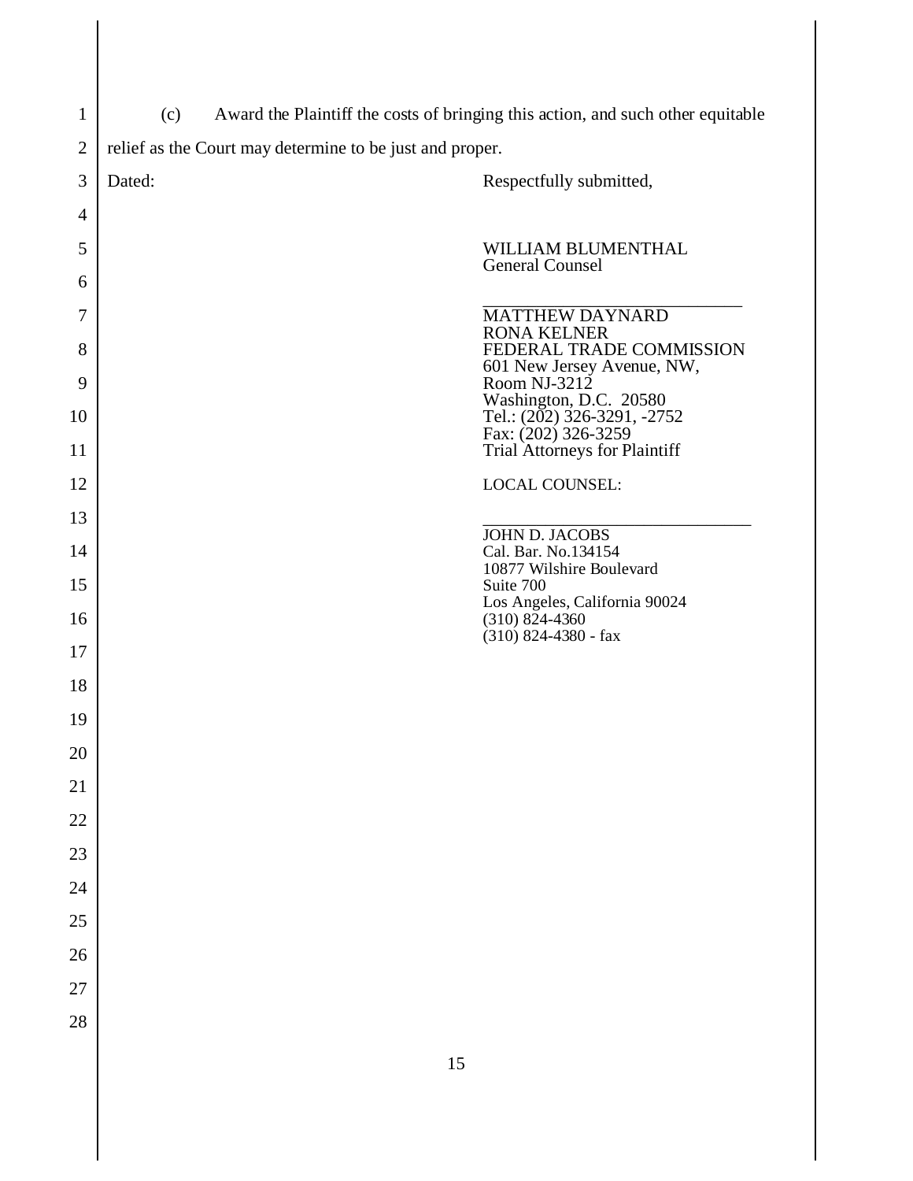(c) Award the Plaintiff the costs of bringing this action, and such other equitable relief as the Court may determine to be just and proper.

Dated: Respectfully submitted,

WILLIAM BLUMENTHAL
General Counsel

\_\_\_\_\_\_\_\_\_\_\_\_\_\_\_\_\_\_\_\_\_\_\_\_\_\_\_\_

MATTHEW DAYNARD
RONA KELNER
FEDERAL TRADE COMMISSION
601 New Jersey Avenue, NW,
Room NJ-3212
Washington, D.C. 20580
Tel.: (202) 326-3291, -2752
Fax: (202) 326-3259
Trial Attorneys for Plaintiff

LOCAL COUNSEL:

\_\_\_\_\_\_\_\_\_\_\_\_\_\_\_\_\_\_\_\_\_\_\_\_\_\_\_\_

JOHN D. JACOBS
Cal. Bar. No.134154
10877 Wilshire Boulevard
Suite 700
Los Angeles, California 90024
(310) 824-4360
(310) 824-4380 - fax